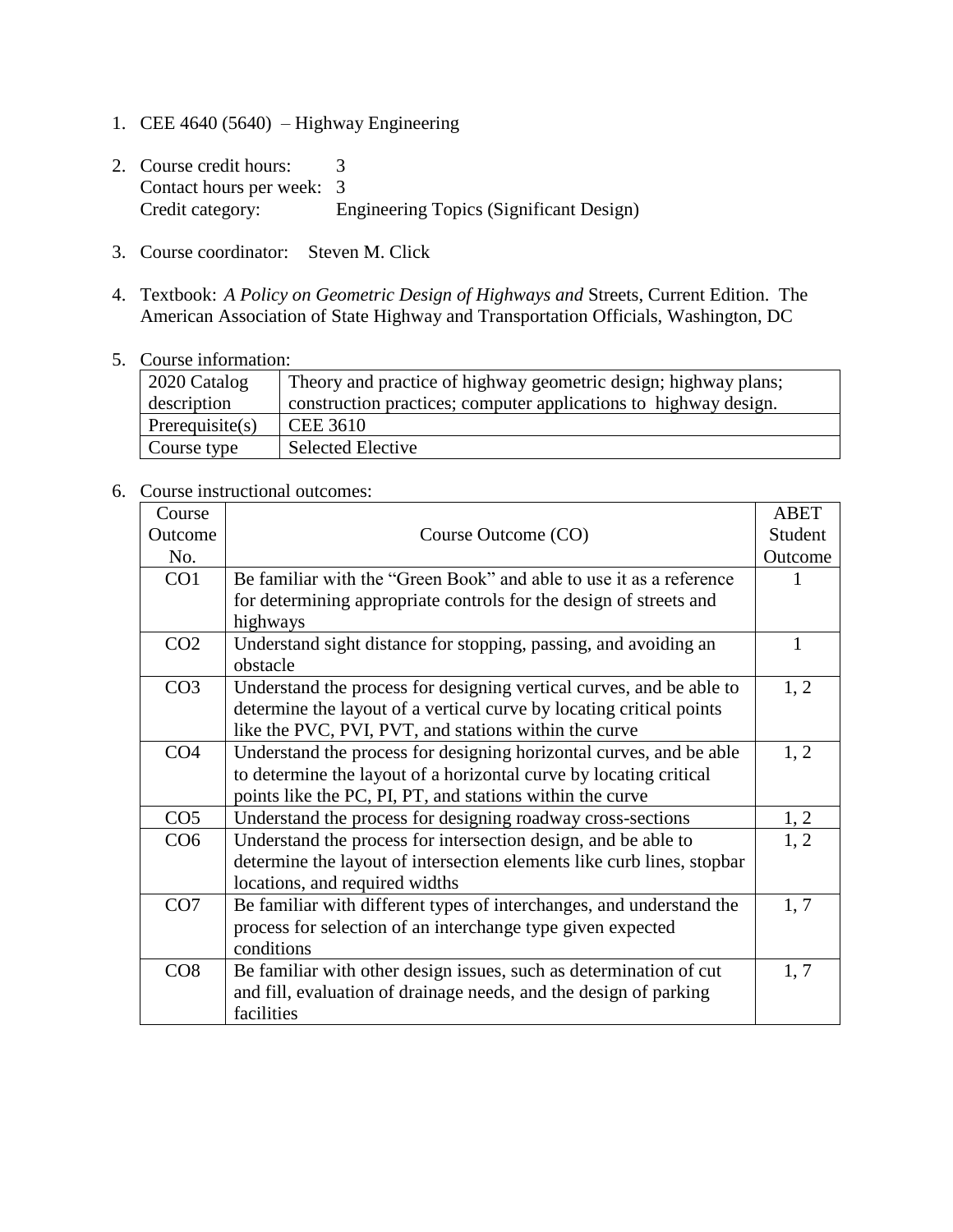1. CEE 4640 (5640) – Highway Engineering

2. Course credit hours: 3
   Contact hours per week: 3
   Credit category: Engineering Topics (Significant Design)

3. Course coordinator: Steven M. Click

4. Textbook: *A Policy on Geometric Design of Highways and* Streets, Current Edition. The American Association of State Highway and Transportation Officials, Washington, DC

5. Course information:

| 2020 Catalog description | Theory and practice of highway geometric design; highway plans; construction practices; computer applications to highway design. |
|---|---|
| Prerequisite(s) | CEE 3610 |
| Course type | Selected Elective |

6. Course instructional outcomes:

| Course Outcome No. | Course Outcome (CO) | ABET Student Outcome |
|---|---|---|
| CO1 | Be familiar with the "Green Book" and able to use it as a reference for determining appropriate controls for the design of streets and highways | 1 |
| CO2 | Understand sight distance for stopping, passing, and avoiding an obstacle | 1 |
| CO3 | Understand the process for designing vertical curves, and be able to determine the layout of a vertical curve by locating critical points like the PVC, PVI, PVT, and stations within the curve | 1, 2 |
| CO4 | Understand the process for designing horizontal curves, and be able to determine the layout of a horizontal curve by locating critical points like the PC, PI, PT, and stations within the curve | 1, 2 |
| CO5 | Understand the process for designing roadway cross-sections | 1, 2 |
| CO6 | Understand the process for intersection design, and be able to determine the layout of intersection elements like curb lines, stopbar locations, and required widths | 1, 2 |
| CO7 | Be familiar with different types of interchanges, and understand the process for selection of an interchange type given expected conditions | 1, 7 |
| CO8 | Be familiar with other design issues, such as determination of cut and fill, evaluation of drainage needs, and the design of parking facilities | 1, 7 |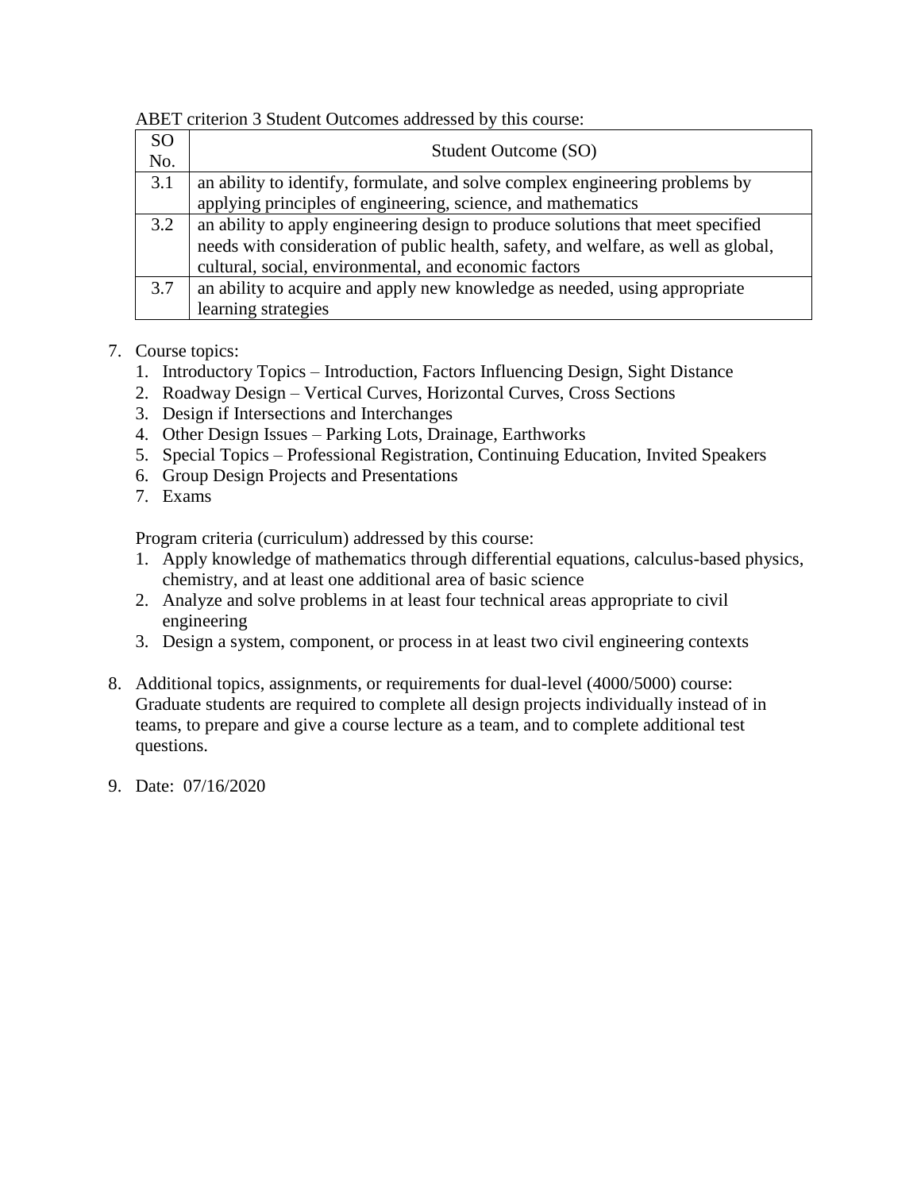ABET criterion 3 Student Outcomes addressed by this course:

| SO No. | Student Outcome (SO) |
|---|---|
| 3.1 | an ability to identify, formulate, and solve complex engineering problems by applying principles of engineering, science, and mathematics |
| 3.2 | an ability to apply engineering design to produce solutions that meet specified needs with consideration of public health, safety, and welfare, as well as global, cultural, social, environmental, and economic factors |
| 3.7 | an ability to acquire and apply new knowledge as needed, using appropriate learning strategies |

7. Course topics:
   1. Introductory Topics – Introduction, Factors Influencing Design, Sight Distance
   2. Roadway Design – Vertical Curves, Horizontal Curves, Cross Sections
   3. Design if Intersections and Interchanges
   4. Other Design Issues – Parking Lots, Drainage, Earthworks
   5. Special Topics – Professional Registration, Continuing Education, Invited Speakers
   6. Group Design Projects and Presentations
   7. Exams

   Program criteria (curriculum) addressed by this course:
   1. Apply knowledge of mathematics through differential equations, calculus-based physics, chemistry, and at least one additional area of basic science
   2. Analyze and solve problems in at least four technical areas appropriate to civil engineering
   3. Design a system, component, or process in at least two civil engineering contexts

8. Additional topics, assignments, or requirements for dual-level (4000/5000) course: Graduate students are required to complete all design projects individually instead of in teams, to prepare and give a course lecture as a team, and to complete additional test questions.

9. Date: 07/16/2020